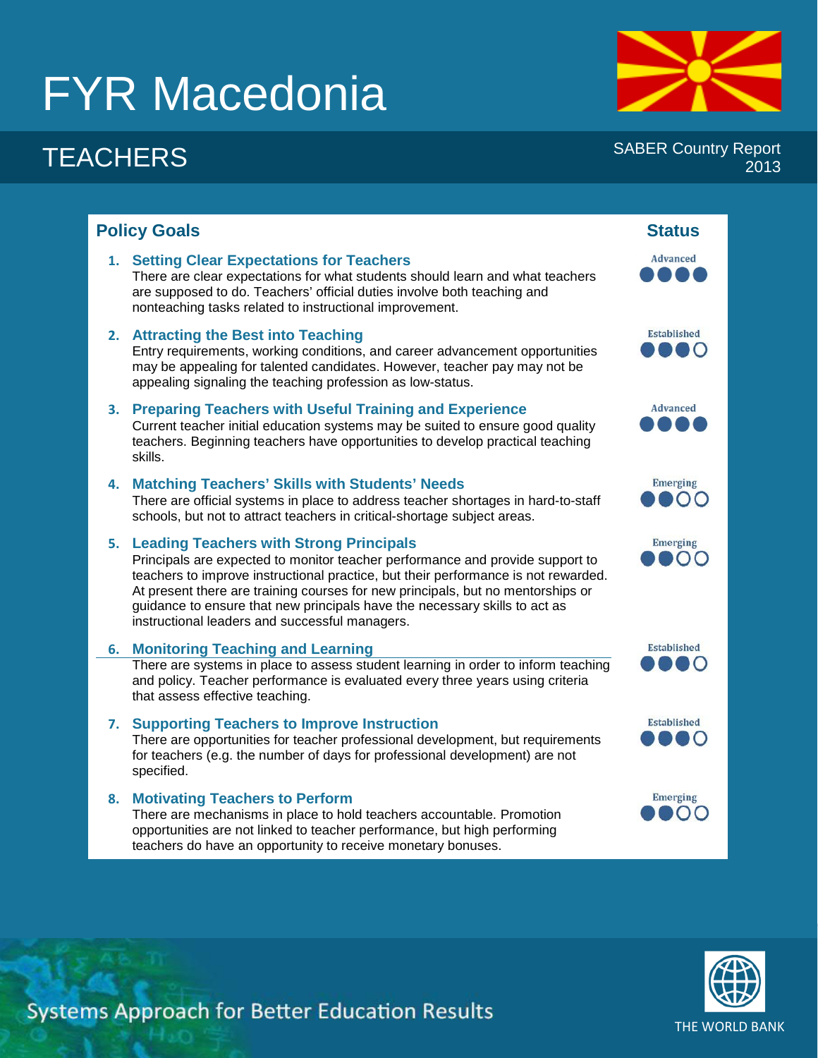# FYR Macedonia

## TEACHERS

SABER Country Report
2013

| Policy Goals | Status |
|---|---|
| **1. Setting Clear Expectations for Teachers**<br>There are clear expectations for what students should learn and what teachers are supposed to do. Teachers' official duties involve both teaching and nonteaching tasks related to instructional improvement. | Advanced |
| **2. Attracting the Best into Teaching**<br>Entry requirements, working conditions, and career advancement opportunities may be appealing for talented candidates. However, teacher pay may not be appealing signaling the teaching profession as low-status. | Established |
| **3. Preparing Teachers with Useful Training and Experience**<br>Current teacher initial education systems may be suited to ensure good quality teachers. Beginning teachers have opportunities to develop practical teaching skills. | Advanced |
| **4. Matching Teachers' Skills with Students' Needs**<br>There are official systems in place to address teacher shortages in hard-to-staff schools, but not to attract teachers in critical-shortage subject areas. | Emerging |
| **5. Leading Teachers with Strong Principals**<br>Principals are expected to monitor teacher performance and provide support to teachers to improve instructional practice, but their performance is not rewarded. At present there are training courses for new principals, but no mentorships or guidance to ensure that new principals have the necessary skills to act as instructional leaders and successful managers. | Emerging |
| **6. Monitoring Teaching and Learning**<br>There are systems in place to assess student learning in order to inform teaching and policy. Teacher performance is evaluated every three years using criteria that assess effective teaching. | Established |
| **7. Supporting Teachers to Improve Instruction**<br>There are opportunities for teacher professional development, but requirements for teachers (e.g. the number of days for professional development) are not specified. | Established |
| **8. Motivating Teachers to Perform**<br>There are mechanisms in place to hold teachers accountable. Promotion opportunities are not linked to teacher performance, but high performing teachers do have an opportunity to receive monetary bonuses. | Emerging |

Systems Approach for Better Education Results

THE WORLD BANK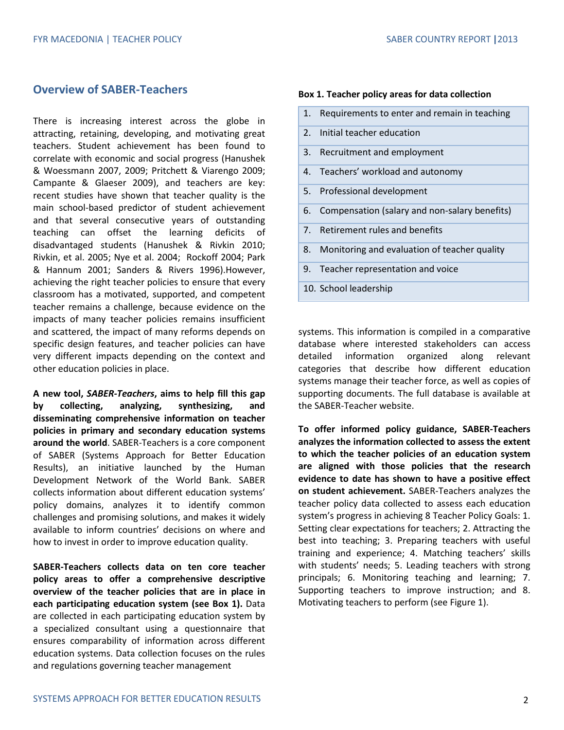## Overview of SABER-Teachers

There is increasing interest across the globe in attracting, retaining, developing, and motivating great teachers. Student achievement has been found to correlate with economic and social progress (Hanushek & Woessmann 2007, 2009; Pritchett & Viarengo 2009; Campante & Glaeser 2009), and teachers are key: recent studies have shown that teacher quality is the main school-based predictor of student achievement and that several consecutive years of outstanding teaching can offset the learning deficits of disadvantaged students (Hanushek & Rivkin 2010; Rivkin, et al. 2005; Nye et al. 2004; Rockoff 2004; Park & Hannum 2001; Sanders & Rivers 1996).However, achieving the right teacher policies to ensure that every classroom has a motivated, supported, and competent teacher remains a challenge, because evidence on the impacts of many teacher policies remains insufficient and scattered, the impact of many reforms depends on specific design features, and teacher policies can have very different impacts depending on the context and other education policies in place.

**A new tool, *SABER-Teachers*, aims to help fill this gap by collecting, analyzing, synthesizing, and disseminating comprehensive information on teacher policies in primary and secondary education systems around the world**. SABER-Teachers is a core component of SABER (Systems Approach for Better Education Results), an initiative launched by the Human Development Network of the World Bank. SABER collects information about different education systems' policy domains, analyzes it to identify common challenges and promising solutions, and makes it widely available to inform countries' decisions on where and how to invest in order to improve education quality.

**SABER-Teachers collects data on ten core teacher policy areas to offer a comprehensive descriptive overview of the teacher policies that are in place in each participating education system (see Box 1).** Data are collected in each participating education system by a specialized consultant using a questionnaire that ensures comparability of information across different education systems. Data collection focuses on the rules and regulations governing teacher management systems. This information is compiled in a comparative database where interested stakeholders can access detailed information organized along relevant categories that describe how different education systems manage their teacher force, as well as copies of supporting documents. The full database is available at the SABER-Teacher website.

**Box 1. Teacher policy areas for data collection**

1. Requirements to enter and remain in teaching
2. Initial teacher education
3. Recruitment and employment
4. Teachers' workload and autonomy
5. Professional development
6. Compensation (salary and non-salary benefits)
7. Retirement rules and benefits
8. Monitoring and evaluation of teacher quality
9. Teacher representation and voice
10. School leadership

**To offer informed policy guidance, SABER-Teachers analyzes the information collected to assess the extent to which the teacher policies of an education system are aligned with those policies that the research evidence to date has shown to have a positive effect on student achievement.** SABER-Teachers analyzes the teacher policy data collected to assess each education system's progress in achieving 8 Teacher Policy Goals: 1. Setting clear expectations for teachers; 2. Attracting the best into teaching; 3. Preparing teachers with useful training and experience; 4. Matching teachers' skills with students' needs; 5. Leading teachers with strong principals; 6. Monitoring teaching and learning; 7. Supporting teachers to improve instruction; and 8. Motivating teachers to perform (see Figure 1).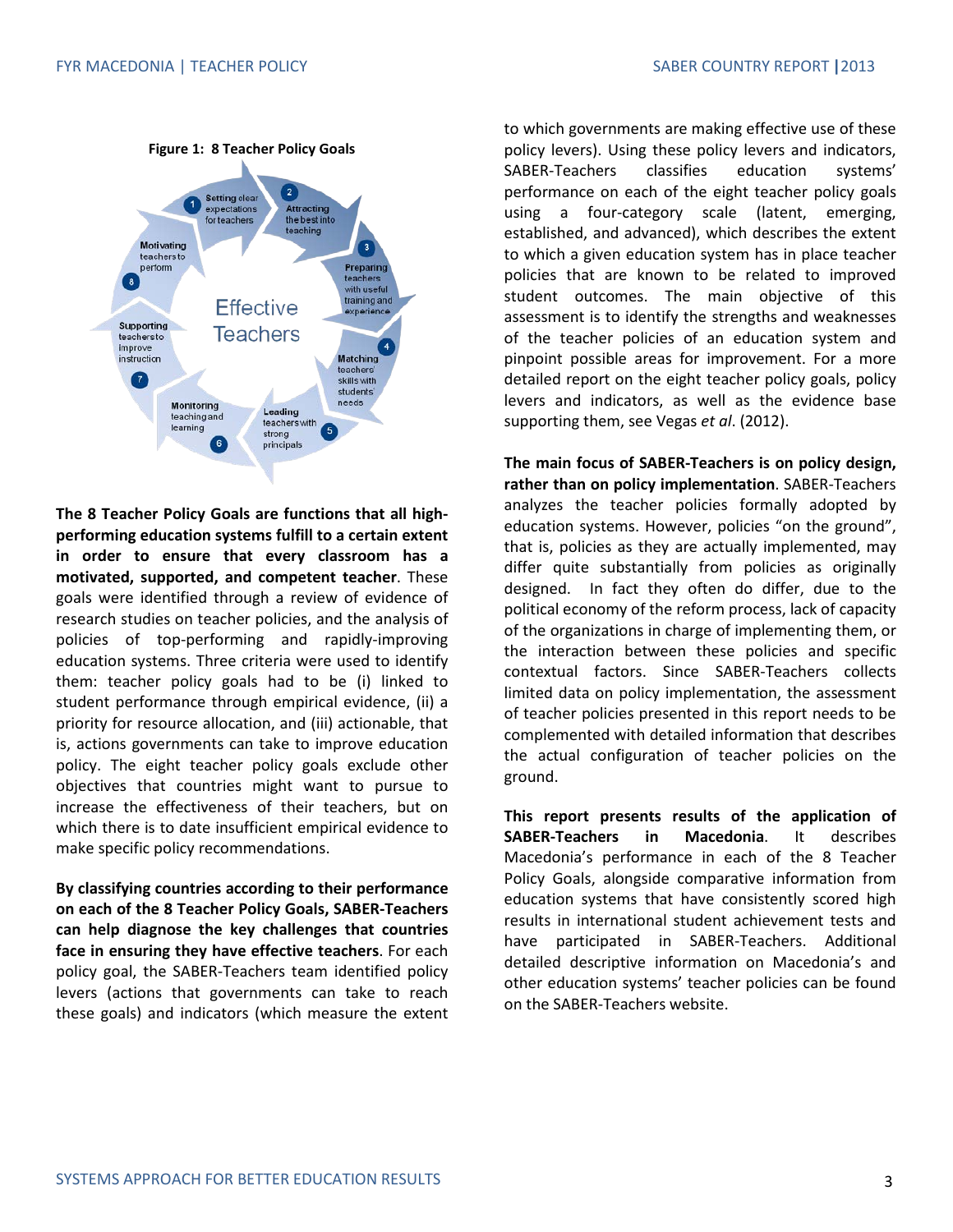**Figure 1: 8 Teacher Policy Goals**

Effective Teachers

1 Setting clear expectations for teachers
2 Attracting the best into teaching
3 Preparing teachers with useful training and experience
4 Matching teachers' skills with students' needs
5 Leading teachers with strong principals
6 Monitoring teaching and learning
7 Supporting teachers to improve instruction
8 Motivating teachers to perform

**The 8 Teacher Policy Goals are functions that all high-performing education systems fulfill to a certain extent in order to ensure that every classroom has a motivated, supported, and competent teacher**. These goals were identified through a review of evidence of research studies on teacher policies, and the analysis of policies of top-performing and rapidly-improving education systems. Three criteria were used to identify them: teacher policy goals had to be (i) linked to student performance through empirical evidence, (ii) a priority for resource allocation, and (iii) actionable, that is, actions governments can take to improve education policy. The eight teacher policy goals exclude other objectives that countries might want to pursue to increase the effectiveness of their teachers, but on which there is to date insufficient empirical evidence to make specific policy recommendations.

**By classifying countries according to their performance on each of the 8 Teacher Policy Goals, SABER-Teachers can help diagnose the key challenges that countries face in ensuring they have effective teachers**. For each policy goal, the SABER-Teachers team identified policy levers (actions that governments can take to reach these goals) and indicators (which measure the extent to which governments are making effective use of these policy levers). Using these policy levers and indicators, SABER-Teachers classifies education systems' performance on each of the eight teacher policy goals using a four-category scale (latent, emerging, established, and advanced), which describes the extent to which a given education system has in place teacher policies that are known to be related to improved student outcomes. The main objective of this assessment is to identify the strengths and weaknesses of the teacher policies of an education system and pinpoint possible areas for improvement. For a more detailed report on the eight teacher policy goals, policy levers and indicators, as well as the evidence base supporting them, see Vegas *et al*. (2012).

**The main focus of SABER-Teachers is on policy design, rather than on policy implementation**. SABER-Teachers analyzes the teacher policies formally adopted by education systems. However, policies "on the ground", that is, policies as they are actually implemented, may differ quite substantially from policies as originally designed. In fact they often do differ, due to the political economy of the reform process, lack of capacity of the organizations in charge of implementing them, or the interaction between these policies and specific contextual factors. Since SABER-Teachers collects limited data on policy implementation, the assessment of teacher policies presented in this report needs to be complemented with detailed information that describes the actual configuration of teacher policies on the ground.

**This report presents results of the application of SABER-Teachers in Macedonia**. It describes Macedonia's performance in each of the 8 Teacher Policy Goals, alongside comparative information from education systems that have consistently scored high results in international student achievement tests and have participated in SABER-Teachers. Additional detailed descriptive information on Macedonia's and other education systems' teacher policies can be found on the SABER-Teachers website.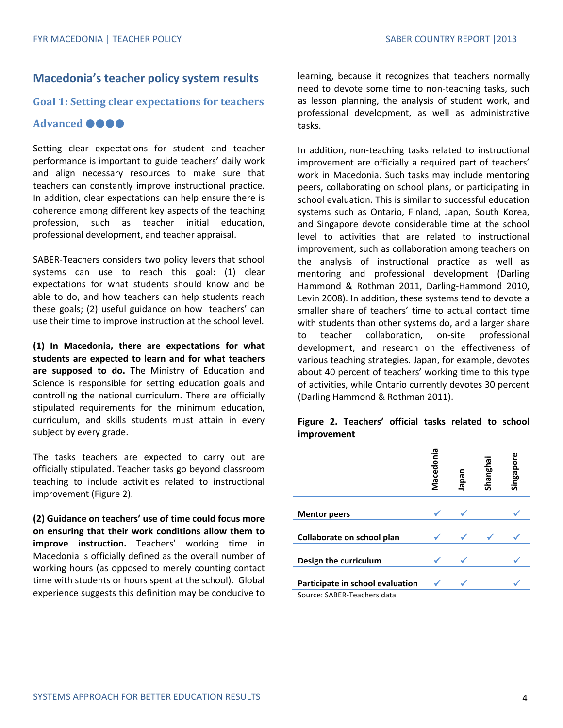## Macedonia's teacher policy system results

### Goal 1: Setting clear expectations for teachers

### Advanced ●●●●

Setting clear expectations for student and teacher performance is important to guide teachers' daily work and align necessary resources to make sure that teachers can constantly improve instructional practice. In addition, clear expectations can help ensure there is coherence among different key aspects of the teaching profession, such as teacher initial education, professional development, and teacher appraisal.

SABER-Teachers considers two policy levers that school systems can use to reach this goal: (1) clear expectations for what students should know and be able to do, and how teachers can help students reach these goals; (2) useful guidance on how teachers' can use their time to improve instruction at the school level.

**(1) In Macedonia, there are expectations for what students are expected to learn and for what teachers are supposed to do.** The Ministry of Education and Science is responsible for setting education goals and controlling the national curriculum. There are officially stipulated requirements for the minimum education, curriculum, and skills students must attain in every subject by every grade.

The tasks teachers are expected to carry out are officially stipulated. Teacher tasks go beyond classroom teaching to include activities related to instructional improvement (Figure 2).

**(2) Guidance on teachers' use of time could focus more on ensuring that their work conditions allow them to improve instruction.** Teachers' working time in Macedonia is officially defined as the overall number of working hours (as opposed to merely counting contact time with students or hours spent at the school). Global experience suggests this definition may be conducive to learning, because it recognizes that teachers normally need to devote some time to non-teaching tasks, such as lesson planning, the analysis of student work, and professional development, as well as administrative tasks.

In addition, non-teaching tasks related to instructional improvement are officially a required part of teachers' work in Macedonia. Such tasks may include mentoring peers, collaborating on school plans, or participating in school evaluation. This is similar to successful education systems such as Ontario, Finland, Japan, South Korea, and Singapore devote considerable time at the school level to activities that are related to instructional improvement, such as collaboration among teachers on the analysis of instructional practice as well as mentoring and professional development (Darling Hammond & Rothman 2011, Darling-Hammond 2010, Levin 2008). In addition, these systems tend to devote a smaller share of teachers' time to actual contact time with students than other systems do, and a larger share to teacher collaboration, on-site professional development, and research on the effectiveness of various teaching strategies. Japan, for example, devotes about 40 percent of teachers' working time to this type of activities, while Ontario currently devotes 30 percent (Darling Hammond & Rothman 2011).

**Figure 2. Teachers' official tasks related to school improvement**

| | Macedonia | Japan | Shanghai | Singapore |
|---|---|---|---|---|
| **Mentor peers** | ✓ | ✓ | | ✓ |
| **Collaborate on school plan** | ✓ | ✓ | ✓ | ✓ |
| **Design the curriculum** | ✓ | ✓ | | ✓ |
| **Participate in school evaluation** | ✓ | ✓ | | ✓ |

Source: SABER-Teachers data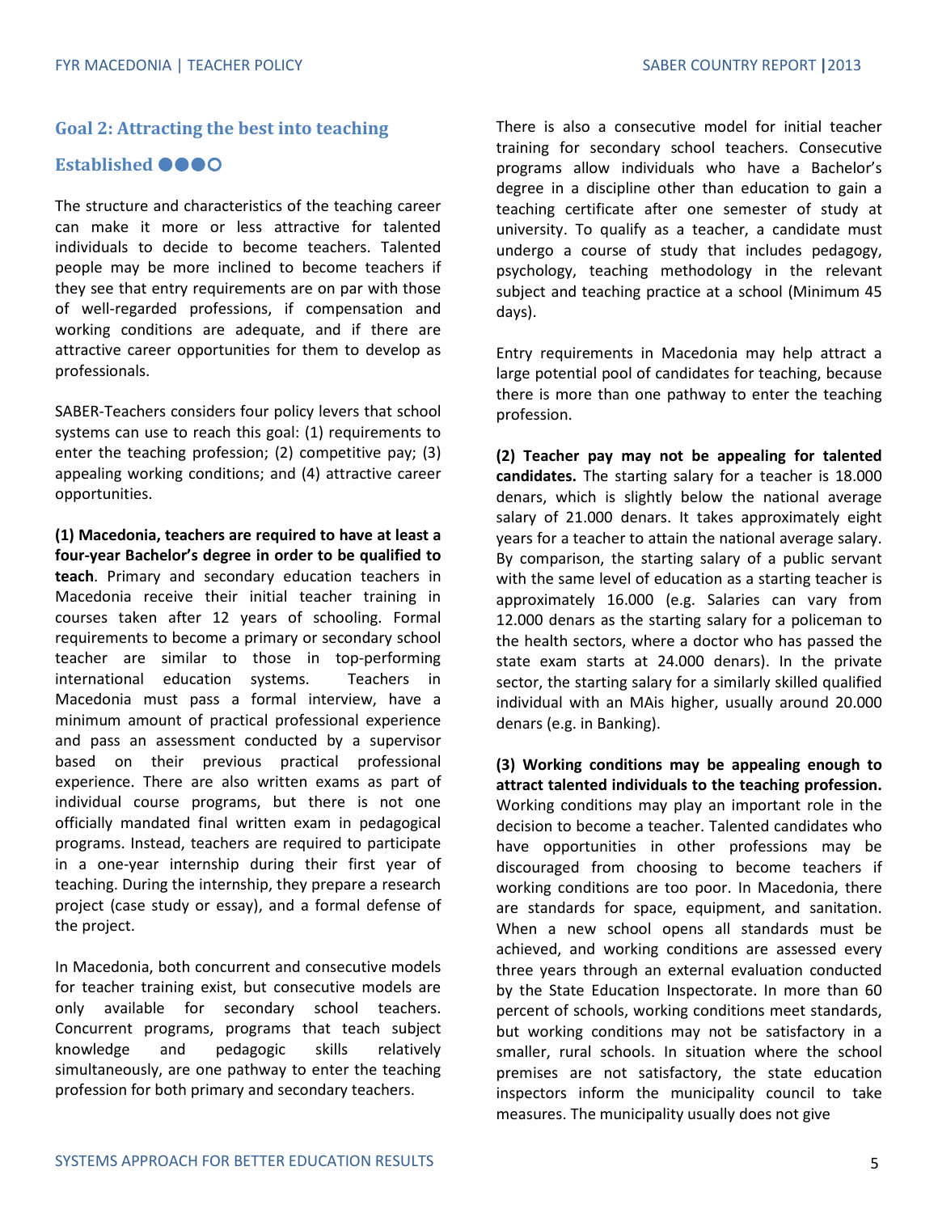## Goal 2: Attracting the best into teaching

### Established ●●●○

The structure and characteristics of the teaching career can make it more or less attractive for talented individuals to decide to become teachers. Talented people may be more inclined to become teachers if they see that entry requirements are on par with those of well-regarded professions, if compensation and working conditions are adequate, and if there are attractive career opportunities for them to develop as professionals.

SABER-Teachers considers four policy levers that school systems can use to reach this goal: (1) requirements to enter the teaching profession; (2) competitive pay; (3) appealing working conditions; and (4) attractive career opportunities.

**(1) Macedonia, teachers are required to have at least a four-year Bachelor's degree in order to be qualified to teach**. Primary and secondary education teachers in Macedonia receive their initial teacher training in courses taken after 12 years of schooling. Formal requirements to become a primary or secondary school teacher are similar to those in top-performing international education systems. Teachers in Macedonia must pass a formal interview, have a minimum amount of practical professional experience and pass an assessment conducted by a supervisor based on their previous practical professional experience. There are also written exams as part of individual course programs, but there is not one officially mandated final written exam in pedagogical programs. Instead, teachers are required to participate in a one-year internship during their first year of teaching. During the internship, they prepare a research project (case study or essay), and a formal defense of the project.

In Macedonia, both concurrent and consecutive models for teacher training exist, but consecutive models are only available for secondary school teachers. Concurrent programs, programs that teach subject knowledge and pedagogic skills relatively simultaneously, are one pathway to enter the teaching profession for both primary and secondary teachers.

There is also a consecutive model for initial teacher training for secondary school teachers. Consecutive programs allow individuals who have a Bachelor's degree in a discipline other than education to gain a teaching certificate after one semester of study at university. To qualify as a teacher, a candidate must undergo a course of study that includes pedagogy, psychology, teaching methodology in the relevant subject and teaching practice at a school (Minimum 45 days).

Entry requirements in Macedonia may help attract a large potential pool of candidates for teaching, because there is more than one pathway to enter the teaching profession.

**(2) Teacher pay may not be appealing for talented candidates.** The starting salary for a teacher is 18.000 denars, which is slightly below the national average salary of 21.000 denars. It takes approximately eight years for a teacher to attain the national average salary. By comparison, the starting salary of a public servant with the same level of education as a starting teacher is approximately 16.000 (e.g. Salaries can vary from 12.000 denars as the starting salary for a policeman to the health sectors, where a doctor who has passed the state exam starts at 24.000 denars). In the private sector, the starting salary for a similarly skilled qualified individual with an MAis higher, usually around 20.000 denars (e.g. in Banking).

**(3) Working conditions may be appealing enough to attract talented individuals to the teaching profession.** Working conditions may play an important role in the decision to become a teacher. Talented candidates who have opportunities in other professions may be discouraged from choosing to become teachers if working conditions are too poor. In Macedonia, there are standards for space, equipment, and sanitation. When a new school opens all standards must be achieved, and working conditions are assessed every three years through an external evaluation conducted by the State Education Inspectorate. In more than 60 percent of schools, working conditions meet standards, but working conditions may not be satisfactory in a smaller, rural schools. In situation where the school premises are not satisfactory, the state education inspectors inform the municipality council to take measures. The municipality usually does not give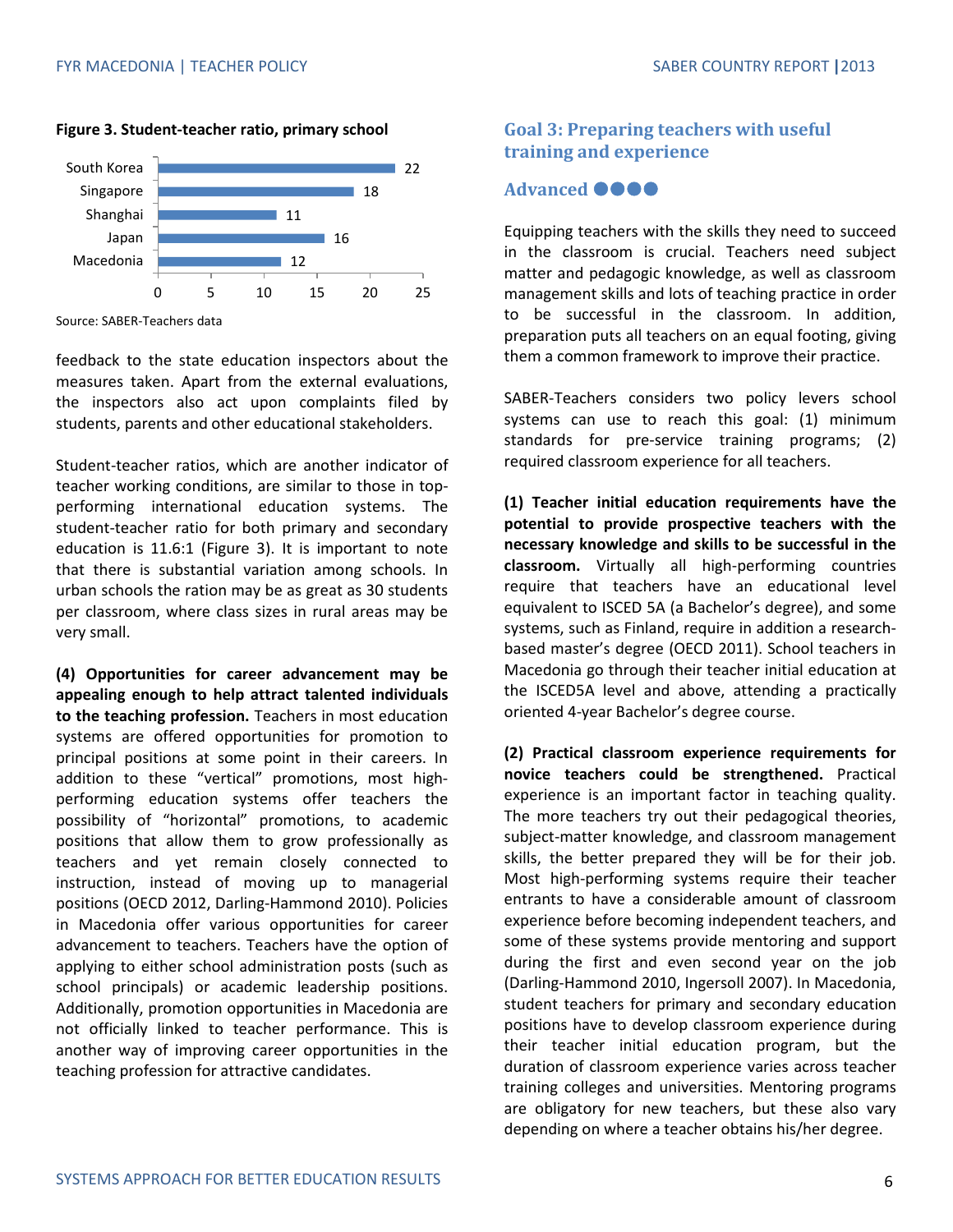**Figure 3. Student-teacher ratio, primary school**

| Country | Student-teacher ratio |
|---|---|
| South Korea | 22 |
| Singapore | 18 |
| Shanghai | 11 |
| Japan | 16 |
| Macedonia | 12 |

Source: SABER-Teachers data

feedback to the state education inspectors about the measures taken. Apart from the external evaluations, the inspectors also act upon complaints filed by students, parents and other educational stakeholders.

Student-teacher ratios, which are another indicator of teacher working conditions, are similar to those in top-performing international education systems. The student-teacher ratio for both primary and secondary education is 11.6:1 (Figure 3). It is important to note that there is substantial variation among schools. In urban schools the ration may be as great as 30 students per classroom, where class sizes in rural areas may be very small.

**(4) Opportunities for career advancement may be appealing enough to help attract talented individuals to the teaching profession.** Teachers in most education systems are offered opportunities for promotion to principal positions at some point in their careers. In addition to these "vertical" promotions, most high-performing education systems offer teachers the possibility of "horizontal" promotions, to academic positions that allow them to grow professionally as teachers and yet remain closely connected to instruction, instead of moving up to managerial positions (OECD 2012, Darling-Hammond 2010). Policies in Macedonia offer various opportunities for career advancement to teachers. Teachers have the option of applying to either school administration posts (such as school principals) or academic leadership positions. Additionally, promotion opportunities in Macedonia are not officially linked to teacher performance. This is another way of improving career opportunities in the teaching profession for attractive candidates.

## Goal 3: Preparing teachers with useful training and experience

### Advanced ●●●●

Equipping teachers with the skills they need to succeed in the classroom is crucial. Teachers need subject matter and pedagogic knowledge, as well as classroom management skills and lots of teaching practice in order to be successful in the classroom. In addition, preparation puts all teachers on an equal footing, giving them a common framework to improve their practice.

SABER-Teachers considers two policy levers school systems can use to reach this goal: (1) minimum standards for pre-service training programs; (2) required classroom experience for all teachers.

**(1) Teacher initial education requirements have the potential to provide prospective teachers with the necessary knowledge and skills to be successful in the classroom.** Virtually all high-performing countries require that teachers have an educational level equivalent to ISCED 5A (a Bachelor's degree), and some systems, such as Finland, require in addition a research-based master's degree (OECD 2011). School teachers in Macedonia go through their teacher initial education at the ISCED5A level and above, attending a practically oriented 4-year Bachelor's degree course.

**(2) Practical classroom experience requirements for novice teachers could be strengthened.** Practical experience is an important factor in teaching quality. The more teachers try out their pedagogical theories, subject-matter knowledge, and classroom management skills, the better prepared they will be for their job. Most high-performing systems require their teacher entrants to have a considerable amount of classroom experience before becoming independent teachers, and some of these systems provide mentoring and support during the first and even second year on the job (Darling-Hammond 2010, Ingersoll 2007). In Macedonia, student teachers for primary and secondary education positions have to develop classroom experience during their teacher initial education program, but the duration of classroom experience varies across teacher training colleges and universities. Mentoring programs are obligatory for new teachers, but these also vary depending on where a teacher obtains his/her degree.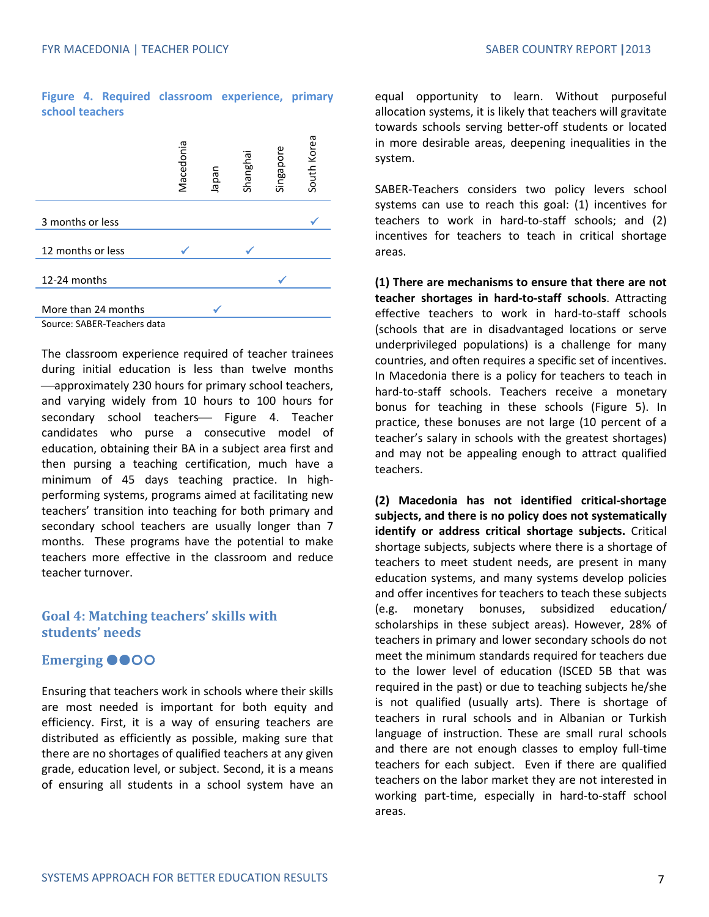**Figure 4. Required classroom experience, primary school teachers**

| | Macedonia | Japan | Shanghai | Singapore | South Korea |
|---|---|---|---|---|---|
| 3 months or less | | | | | ✓ |
| 12 months or less | ✓ | | ✓ | | |
| 12-24 months | | | | ✓ | |
| More than 24 months | | ✓ | | | |

Source: SABER-Teachers data

The classroom experience required of teacher trainees during initial education is less than twelve months —approximately 230 hours for primary school teachers, and varying widely from 10 hours to 100 hours for secondary school teachers— Figure 4. Teacher candidates who purse a consecutive model of education, obtaining their BA in a subject area first and then pursing a teaching certification, much have a minimum of 45 days teaching practice. In high-performing systems, programs aimed at facilitating new teachers' transition into teaching for both primary and secondary school teachers are usually longer than 7 months. These programs have the potential to make teachers more effective in the classroom and reduce teacher turnover.

## Goal 4: Matching teachers' skills with students' needs

### Emerging ●●○○

Ensuring that teachers work in schools where their skills are most needed is important for both equity and efficiency. First, it is a way of ensuring teachers are distributed as efficiently as possible, making sure that there are no shortages of qualified teachers at any given grade, education level, or subject. Second, it is a means of ensuring all students in a school system have an equal opportunity to learn. Without purposeful allocation systems, it is likely that teachers will gravitate towards schools serving better-off students or located in more desirable areas, deepening inequalities in the system.

SABER-Teachers considers two policy levers school systems can use to reach this goal: (1) incentives for teachers to work in hard-to-staff schools; and (2) incentives for teachers to teach in critical shortage areas.

**(1) There are mechanisms to ensure that there are not teacher shortages in hard-to-staff schools**. Attracting effective teachers to work in hard-to-staff schools (schools that are in disadvantaged locations or serve underprivileged populations) is a challenge for many countries, and often requires a specific set of incentives. In Macedonia there is a policy for teachers to teach in hard-to-staff schools. Teachers receive a monetary bonus for teaching in these schools (Figure 5). In practice, these bonuses are not large (10 percent of a teacher's salary in schools with the greatest shortages) and may not be appealing enough to attract qualified teachers.

**(2) Macedonia has not identified critical-shortage subjects, and there is no policy does not systematically identify or address critical shortage subjects.** Critical shortage subjects, subjects where there is a shortage of teachers to meet student needs, are present in many education systems, and many systems develop policies and offer incentives for teachers to teach these subjects (e.g. monetary bonuses, subsidized education/ scholarships in these subject areas). However, 28% of teachers in primary and lower secondary schools do not meet the minimum standards required for teachers due to the lower level of education (ISCED 5B that was required in the past) or due to teaching subjects he/she is not qualified (usually arts). There is shortage of teachers in rural schools and in Albanian or Turkish language of instruction. These are small rural schools and there are not enough classes to employ full-time teachers for each subject. Even if there are qualified teachers on the labor market they are not interested in working part-time, especially in hard-to-staff school areas.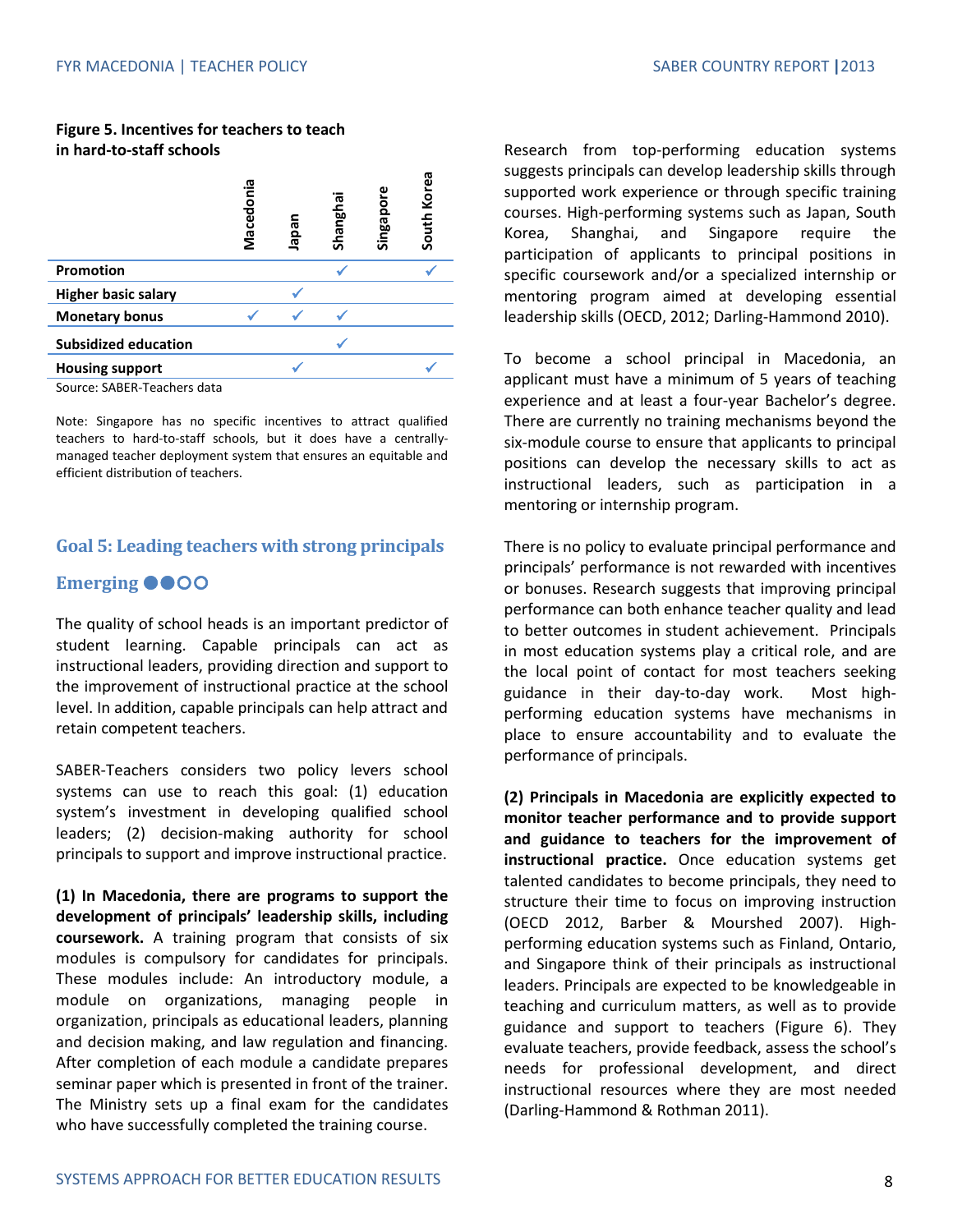**Figure 5. Incentives for teachers to teach in hard-to-staff schools**

| | Macedonia | Japan | Shanghai | Singapore | South Korea |
|---|---|---|---|---|---|
| **Promotion** | | | ✓ | | ✓ |
| **Higher basic salary** | | ✓ | | | |
| **Monetary bonus** | ✓ | ✓ | ✓ | | |
| **Subsidized education** | | | ✓ | | |
| **Housing support** | | ✓ | | | ✓ |

Source: SABER-Teachers data

Note: Singapore has no specific incentives to attract qualified teachers to hard-to-staff schools, but it does have a centrally-managed teacher deployment system that ensures an equitable and efficient distribution of teachers.

## Goal 5: Leading teachers with strong principals

### Emerging ●●○○

The quality of school heads is an important predictor of student learning. Capable principals can act as instructional leaders, providing direction and support to the improvement of instructional practice at the school level. In addition, capable principals can help attract and retain competent teachers.

SABER-Teachers considers two policy levers school systems can use to reach this goal: (1) education system's investment in developing qualified school leaders; (2) decision-making authority for school principals to support and improve instructional practice.

**(1) In Macedonia, there are programs to support the development of principals' leadership skills, including coursework.** A training program that consists of six modules is compulsory for candidates for principals. These modules include: An introductory module, a module on organizations, managing people in organization, principals as educational leaders, planning and decision making, and law regulation and financing. After completion of each module a candidate prepares seminar paper which is presented in front of the trainer. The Ministry sets up a final exam for the candidates who have successfully completed the training course.

Research from top-performing education systems suggests principals can develop leadership skills through supported work experience or through specific training courses. High-performing systems such as Japan, South Korea, Shanghai, and Singapore require the participation of applicants to principal positions in specific coursework and/or a specialized internship or mentoring program aimed at developing essential leadership skills (OECD, 2012; Darling-Hammond 2010).

To become a school principal in Macedonia, an applicant must have a minimum of 5 years of teaching experience and at least a four-year Bachelor's degree. There are currently no training mechanisms beyond the six-module course to ensure that applicants to principal positions can develop the necessary skills to act as instructional leaders, such as participation in a mentoring or internship program.

There is no policy to evaluate principal performance and principals' performance is not rewarded with incentives or bonuses. Research suggests that improving principal performance can both enhance teacher quality and lead to better outcomes in student achievement. Principals in most education systems play a critical role, and are the local point of contact for most teachers seeking guidance in their day-to-day work. Most high-performing education systems have mechanisms in place to ensure accountability and to evaluate the performance of principals.

**(2) Principals in Macedonia are explicitly expected to monitor teacher performance and to provide support and guidance to teachers for the improvement of instructional practice.** Once education systems get talented candidates to become principals, they need to structure their time to focus on improving instruction (OECD 2012, Barber & Mourshed 2007). High-performing education systems such as Finland, Ontario, and Singapore think of their principals as instructional leaders. Principals are expected to be knowledgeable in teaching and curriculum matters, as well as to provide guidance and support to teachers (Figure 6). They evaluate teachers, provide feedback, assess the school's needs for professional development, and direct instructional resources where they are most needed (Darling-Hammond & Rothman 2011).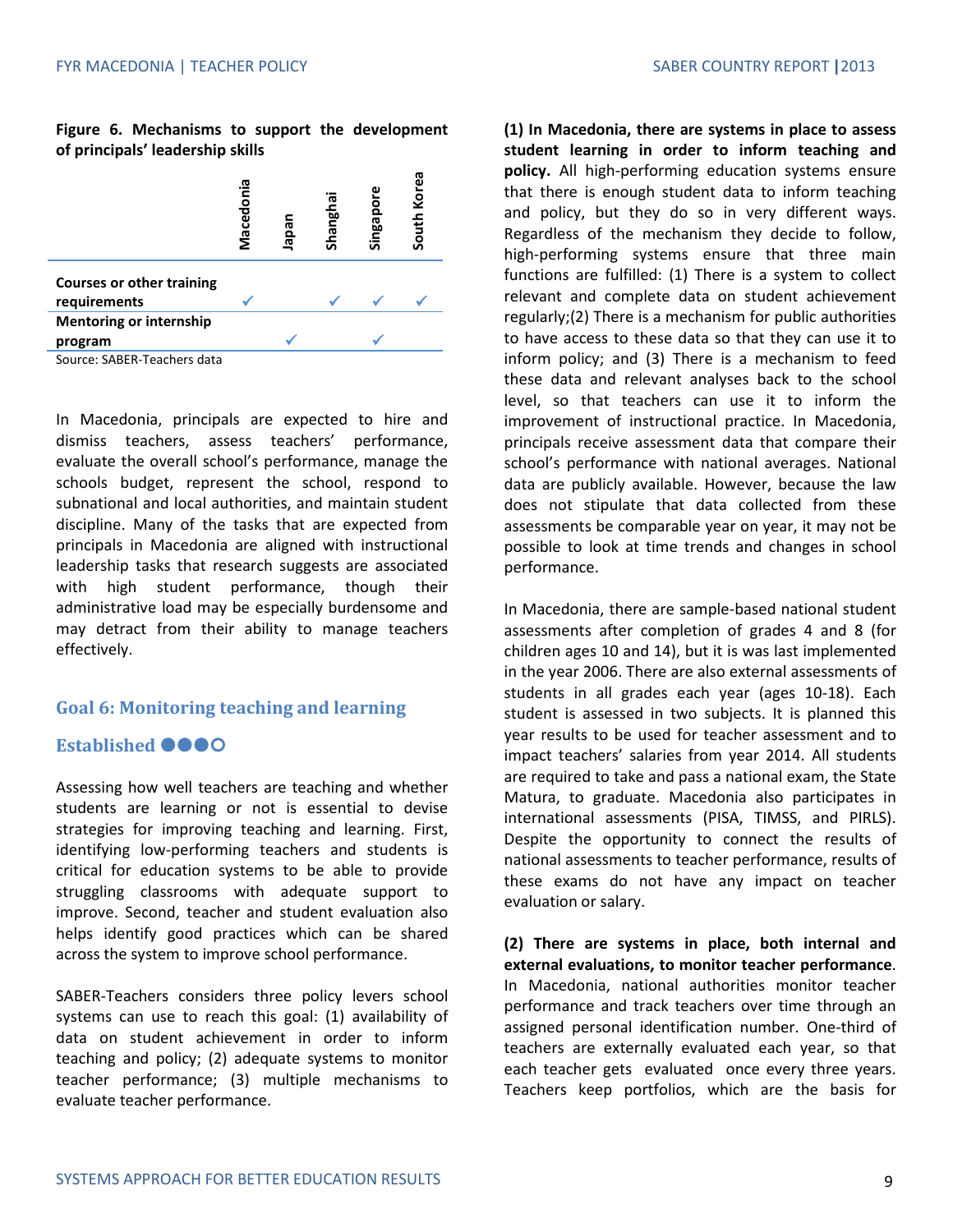**Figure 6. Mechanisms to support the development of principals' leadership skills**

| | Macedonia | Japan | Shanghai | Singapore | South Korea |
|---|---|---|---|---|---|
| Courses or other training requirements | ✓ | | ✓ | ✓ | ✓ |
| Mentoring or internship program | | ✓ | | ✓ | |

Source: SABER-Teachers data

In Macedonia, principals are expected to hire and dismiss teachers, assess teachers' performance, evaluate the overall school's performance, manage the schools budget, represent the school, respond to subnational and local authorities, and maintain student discipline. Many of the tasks that are expected from principals in Macedonia are aligned with instructional leadership tasks that research suggests are associated with high student performance, though their administrative load may be especially burdensome and may detract from their ability to manage teachers effectively.

## Goal 6: Monitoring teaching and learning

### Established ●●●○

Assessing how well teachers are teaching and whether students are learning or not is essential to devise strategies for improving teaching and learning. First, identifying low-performing teachers and students is critical for education systems to be able to provide struggling classrooms with adequate support to improve. Second, teacher and student evaluation also helps identify good practices which can be shared across the system to improve school performance.

SABER-Teachers considers three policy levers school systems can use to reach this goal: (1) availability of data on student achievement in order to inform teaching and policy; (2) adequate systems to monitor teacher performance; (3) multiple mechanisms to evaluate teacher performance.

**(1) In Macedonia, there are systems in place to assess student learning in order to inform teaching and policy.** All high-performing education systems ensure that there is enough student data to inform teaching and policy, but they do so in very different ways. Regardless of the mechanism they decide to follow, high-performing systems ensure that three main functions are fulfilled: (1) There is a system to collect relevant and complete data on student achievement regularly;(2) There is a mechanism for public authorities to have access to these data so that they can use it to inform policy; and (3) There is a mechanism to feed these data and relevant analyses back to the school level, so that teachers can use it to inform the improvement of instructional practice. In Macedonia, principals receive assessment data that compare their school's performance with national averages. National data are publicly available. However, because the law does not stipulate that data collected from these assessments be comparable year on year, it may not be possible to look at time trends and changes in school performance.

In Macedonia, there are sample-based national student assessments after completion of grades 4 and 8 (for children ages 10 and 14), but it is was last implemented in the year 2006. There are also external assessments of students in all grades each year (ages 10-18). Each student is assessed in two subjects. It is planned this year results to be used for teacher assessment and to impact teachers' salaries from year 2014. All students are required to take and pass a national exam, the State Matura, to graduate. Macedonia also participates in international assessments (PISA, TIMSS, and PIRLS). Despite the opportunity to connect the results of national assessments to teacher performance, results of these exams do not have any impact on teacher evaluation or salary.

**(2) There are systems in place, both internal and external evaluations, to monitor teacher performance**. In Macedonia, national authorities monitor teacher performance and track teachers over time through an assigned personal identification number. One-third of teachers are externally evaluated each year, so that each teacher gets evaluated once every three years. Teachers keep portfolios, which are the basis for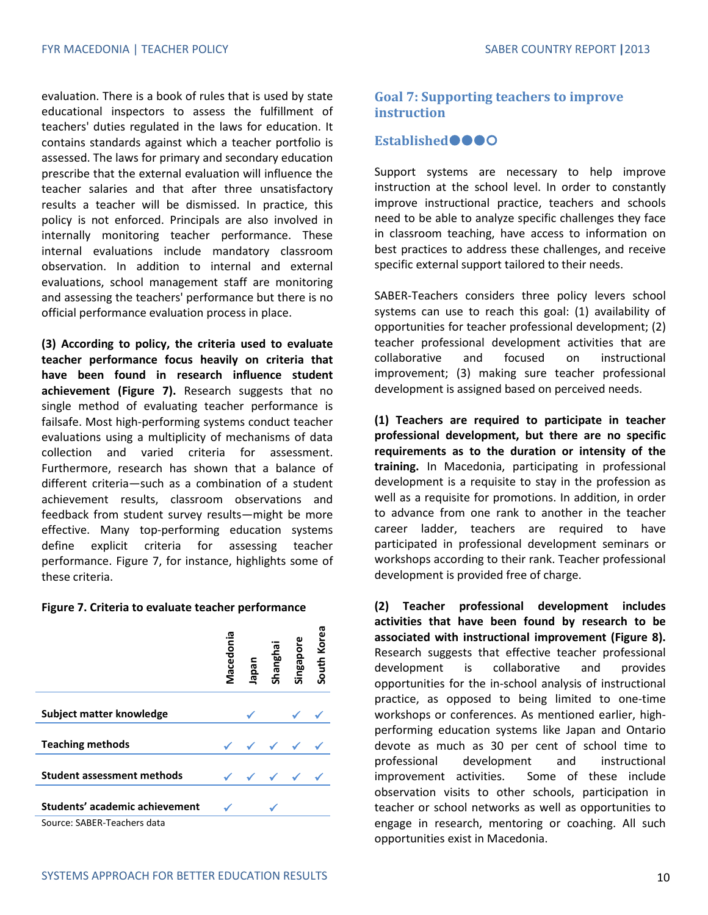evaluation. There is a book of rules that is used by state educational inspectors to assess the fulfillment of teachers' duties regulated in the laws for education. It contains standards against which a teacher portfolio is assessed. The laws for primary and secondary education prescribe that the external evaluation will influence the teacher salaries and that after three unsatisfactory results a teacher will be dismissed. In practice, this policy is not enforced. Principals are also involved in internally monitoring teacher performance. These internal evaluations include mandatory classroom observation. In addition to internal and external evaluations, school management staff are monitoring and assessing the teachers' performance but there is no official performance evaluation process in place.

**(3) According to policy, the criteria used to evaluate teacher performance focus heavily on criteria that have been found in research influence student achievement (Figure 7).** Research suggests that no single method of evaluating teacher performance is failsafe. Most high-performing systems conduct teacher evaluations using a multiplicity of mechanisms of data collection and varied criteria for assessment. Furthermore, research has shown that a balance of different criteria—such as a combination of a student achievement results, classroom observations and feedback from student survey results—might be more effective. Many top-performing education systems define explicit criteria for assessing teacher performance. Figure 7, for instance, highlights some of these criteria.

**Figure 7. Criteria to evaluate teacher performance**

| | Macedonia | Japan | Shanghai | Singapore | South Korea |
|---|---|---|---|---|---|
| **Subject matter knowledge** | | ✓ | | ✓ | ✓ |
| **Teaching methods** | ✓ | ✓ | ✓ | ✓ | ✓ |
| **Student assessment methods** | ✓ | ✓ | ✓ | ✓ | ✓ |
| **Students' academic achievement** | ✓ | | ✓ | | |

Source: SABER-Teachers data

## Goal 7: Supporting teachers to improve instruction

### Established ●●●○

Support systems are necessary to help improve instruction at the school level. In order to constantly improve instructional practice, teachers and schools need to be able to analyze specific challenges they face in classroom teaching, have access to information on best practices to address these challenges, and receive specific external support tailored to their needs.

SABER-Teachers considers three policy levers school systems can use to reach this goal: (1) availability of opportunities for teacher professional development; (2) teacher professional development activities that are collaborative and focused on instructional improvement; (3) making sure teacher professional development is assigned based on perceived needs.

**(1) Teachers are required to participate in teacher professional development, but there are no specific requirements as to the duration or intensity of the training.** In Macedonia, participating in professional development is a requisite to stay in the profession as well as a requisite for promotions. In addition, in order to advance from one rank to another in the teacher career ladder, teachers are required to have participated in professional development seminars or workshops according to their rank. Teacher professional development is provided free of charge.

**(2) Teacher professional development includes activities that have been found by research to be associated with instructional improvement (Figure 8).** Research suggests that effective teacher professional development is collaborative and provides opportunities for the in-school analysis of instructional practice, as opposed to being limited to one-time workshops or conferences. As mentioned earlier, high-performing education systems like Japan and Ontario devote as much as 30 per cent of school time to professional development and instructional improvement activities. Some of these include observation visits to other schools, participation in teacher or school networks as well as opportunities to engage in research, mentoring or coaching. All such opportunities exist in Macedonia.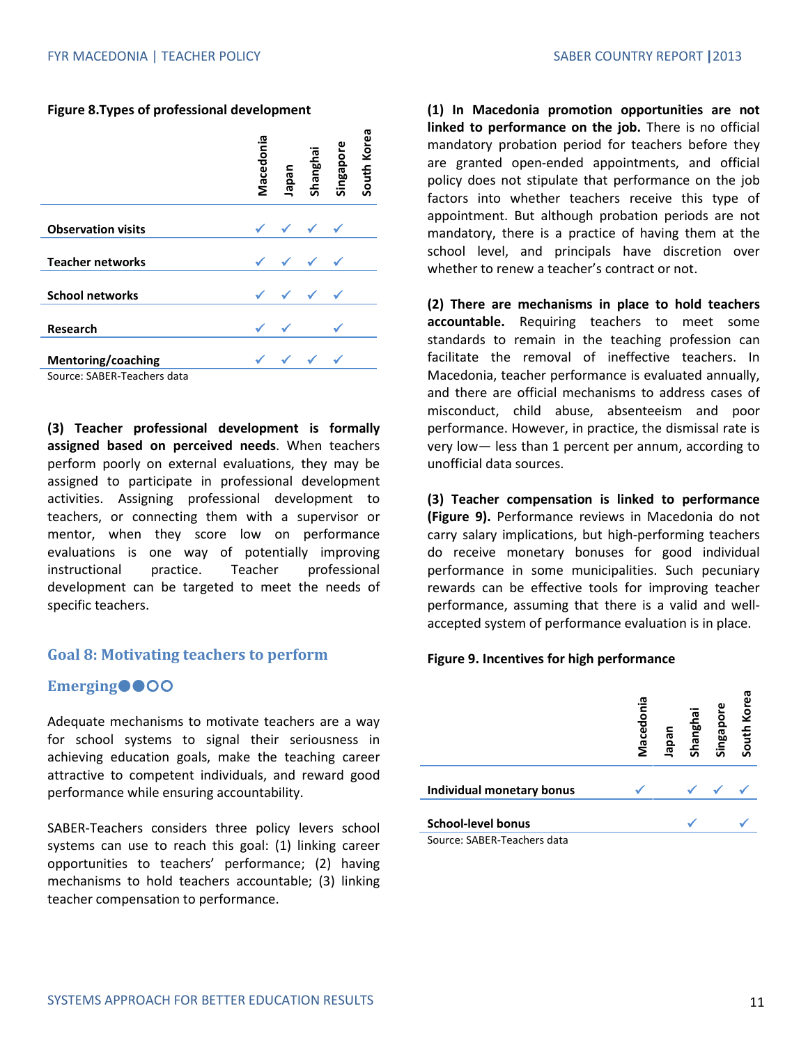**Figure 8. Types of professional development**

| | Macedonia | Japan | Shanghai | Singapore | South Korea |
|---|---|---|---|---|---|
| **Observation visits** | ✓ | ✓ | ✓ | ✓ | |
| **Teacher networks** | ✓ | ✓ | ✓ | ✓ | |
| **School networks** | ✓ | ✓ | ✓ | ✓ | |
| **Research** | ✓ | ✓ | | ✓ | |
| **Mentoring/coaching** | ✓ | ✓ | ✓ | ✓ | |

Source: SABER-Teachers data

**(3) Teacher professional development is formally assigned based on perceived needs**. When teachers perform poorly on external evaluations, they may be assigned to participate in professional development activities. Assigning professional development to teachers, or connecting them with a supervisor or mentor, when they score low on performance evaluations is one way of potentially improving instructional practice. Teacher professional development can be targeted to meet the needs of specific teachers.

## Goal 8: Motivating teachers to perform

### Emerging ●●○○

Adequate mechanisms to motivate teachers are a way for school systems to signal their seriousness in achieving education goals, make the teaching career attractive to competent individuals, and reward good performance while ensuring accountability.

SABER-Teachers considers three policy levers school systems can use to reach this goal: (1) linking career opportunities to teachers' performance; (2) having mechanisms to hold teachers accountable; (3) linking teacher compensation to performance.

**(1) In Macedonia promotion opportunities are not linked to performance on the job.** There is no official mandatory probation period for teachers before they are granted open-ended appointments, and official policy does not stipulate that performance on the job factors into whether teachers receive this type of appointment. But although probation periods are not mandatory, there is a practice of having them at the school level, and principals have discretion over whether to renew a teacher's contract or not.

**(2) There are mechanisms in place to hold teachers accountable.** Requiring teachers to meet some standards to remain in the teaching profession can facilitate the removal of ineffective teachers. In Macedonia, teacher performance is evaluated annually, and there are official mechanisms to address cases of misconduct, child abuse, absenteeism and poor performance. However, in practice, the dismissal rate is very low— less than 1 percent per annum, according to unofficial data sources.

**(3) Teacher compensation is linked to performance (Figure 9).** Performance reviews in Macedonia do not carry salary implications, but high-performing teachers do receive monetary bonuses for good individual performance in some municipalities. Such pecuniary rewards can be effective tools for improving teacher performance, assuming that there is a valid and well-accepted system of performance evaluation is in place.

**Figure 9. Incentives for high performance**

| | Macedonia | Japan | Shanghai | Singapore | South Korea |
|---|---|---|---|---|---|
| **Individual monetary bonus** | ✓ | | ✓ | ✓ | ✓ |
| **School-level bonus** | | | ✓ | | ✓ |

Source: SABER-Teachers data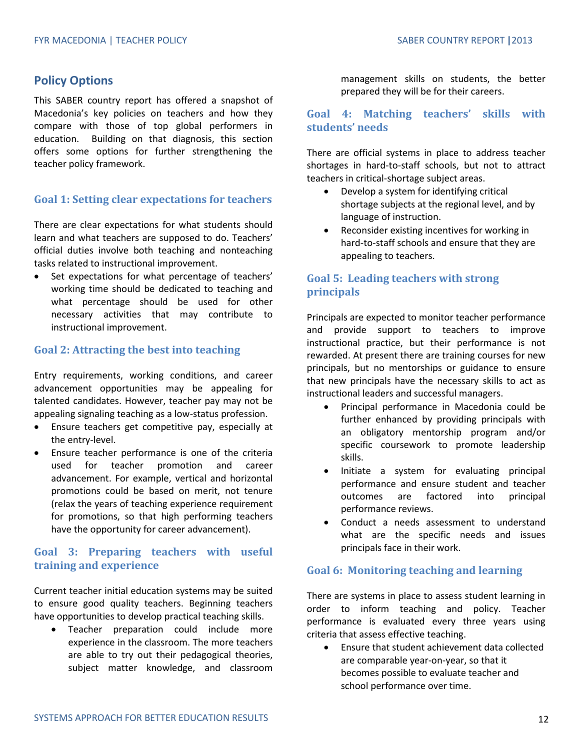## Policy Options

This SABER country report has offered a snapshot of Macedonia's key policies on teachers and how they compare with those of top global performers in education. Building on that diagnosis, this section offers some options for further strengthening the teacher policy framework.

### Goal 1: Setting clear expectations for teachers

There are clear expectations for what students should learn and what teachers are supposed to do. Teachers' official duties involve both teaching and nonteaching tasks related to instructional improvement.

- Set expectations for what percentage of teachers' working time should be dedicated to teaching and what percentage should be used for other necessary activities that may contribute to instructional improvement.

### Goal 2: Attracting the best into teaching

Entry requirements, working conditions, and career advancement opportunities may be appealing for talented candidates. However, teacher pay may not be appealing signaling teaching as a low-status profession.

- Ensure teachers get competitive pay, especially at the entry-level.
- Ensure teacher performance is one of the criteria used for teacher promotion and career advancement. For example, vertical and horizontal promotions could be based on merit, not tenure (relax the years of teaching experience requirement for promotions, so that high performing teachers have the opportunity for career advancement).

### Goal 3: Preparing teachers with useful training and experience

Current teacher initial education systems may be suited to ensure good quality teachers. Beginning teachers have opportunities to develop practical teaching skills.

- Teacher preparation could include more experience in the classroom. The more teachers are able to try out their pedagogical theories, subject matter knowledge, and classroom management skills on students, the better prepared they will be for their careers.

### Goal 4: Matching teachers' skills with students' needs

There are official systems in place to address teacher shortages in hard-to-staff schools, but not to attract teachers in critical-shortage subject areas.

- Develop a system for identifying critical shortage subjects at the regional level, and by language of instruction.
- Reconsider existing incentives for working in hard-to-staff schools and ensure that they are appealing to teachers.

### Goal 5: Leading teachers with strong principals

Principals are expected to monitor teacher performance and provide support to teachers to improve instructional practice, but their performance is not rewarded. At present there are training courses for new principals, but no mentorships or guidance to ensure that new principals have the necessary skills to act as instructional leaders and successful managers.

- Principal performance in Macedonia could be further enhanced by providing principals with an obligatory mentorship program and/or specific coursework to promote leadership skills.
- Initiate a system for evaluating principal performance and ensure student and teacher outcomes are factored into principal performance reviews.
- Conduct a needs assessment to understand what are the specific needs and issues principals face in their work.

### Goal 6: Monitoring teaching and learning

There are systems in place to assess student learning in order to inform teaching and policy. Teacher performance is evaluated every three years using criteria that assess effective teaching.

- Ensure that student achievement data collected are comparable year-on-year, so that it becomes possible to evaluate teacher and school performance over time.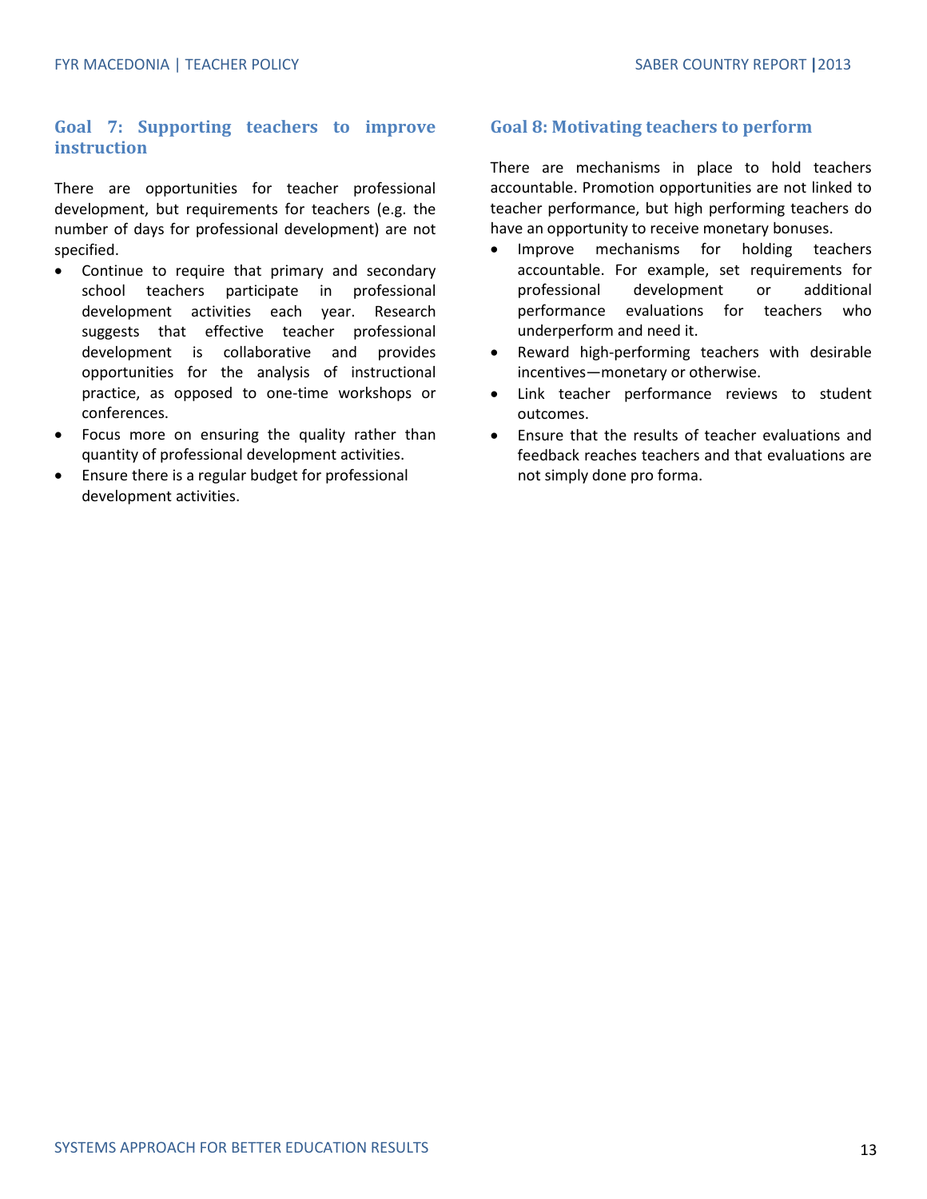### Goal 7: Supporting teachers to improve instruction

There are opportunities for teacher professional development, but requirements for teachers (e.g. the number of days for professional development) are not specified.

- Continue to require that primary and secondary school teachers participate in professional development activities each year. Research suggests that effective teacher professional development is collaborative and provides opportunities for the analysis of instructional practice, as opposed to one-time workshops or conferences.
- Focus more on ensuring the quality rather than quantity of professional development activities.
- Ensure there is a regular budget for professional development activities.

### Goal 8: Motivating teachers to perform

There are mechanisms in place to hold teachers accountable. Promotion opportunities are not linked to teacher performance, but high performing teachers do have an opportunity to receive monetary bonuses.

- Improve mechanisms for holding teachers accountable. For example, set requirements for professional development or additional performance evaluations for teachers who underperform and need it.
- Reward high-performing teachers with desirable incentives—monetary or otherwise.
- Link teacher performance reviews to student outcomes.
- Ensure that the results of teacher evaluations and feedback reaches teachers and that evaluations are not simply done pro forma.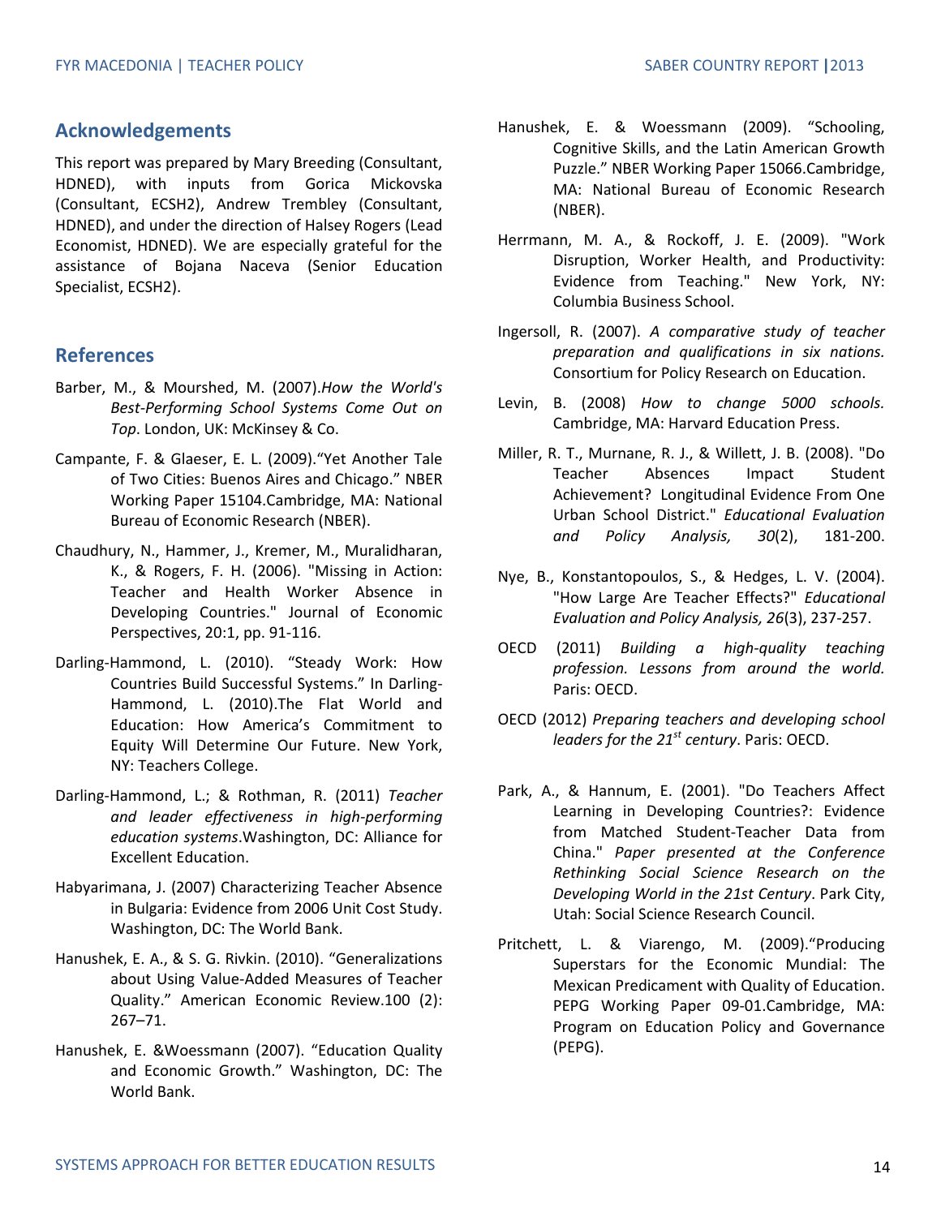## Acknowledgements

This report was prepared by Mary Breeding (Consultant, HDNED), with inputs from Gorica Mickovska (Consultant, ECSH2), Andrew Trembley (Consultant, HDNED), and under the direction of Halsey Rogers (Lead Economist, HDNED). We are especially grateful for the assistance of Bojana Naceva (Senior Education Specialist, ECSH2).

## References

Barber, M., & Mourshed, M. (2007).*How the World's Best-Performing School Systems Come Out on Top*. London, UK: McKinsey & Co.

Campante, F. & Glaeser, E. L. (2009).“Yet Another Tale of Two Cities: Buenos Aires and Chicago.” NBER Working Paper 15104.Cambridge, MA: National Bureau of Economic Research (NBER).

Chaudhury, N., Hammer, J., Kremer, M., Muralidharan, K., & Rogers, F. H. (2006). "Missing in Action: Teacher and Health Worker Absence in Developing Countries." Journal of Economic Perspectives, 20:1, pp. 91-116.

Darling-Hammond, L. (2010). “Steady Work: How Countries Build Successful Systems.” In Darling-Hammond, L. (2010).The Flat World and Education: How America’s Commitment to Equity Will Determine Our Future. New York, NY: Teachers College.

Darling-Hammond, L.; & Rothman, R. (2011) *Teacher and leader effectiveness in high-performing education systems*.Washington, DC: Alliance for Excellent Education.

Habyarimana, J. (2007) Characterizing Teacher Absence in Bulgaria: Evidence from 2006 Unit Cost Study. Washington, DC: The World Bank.

Hanushek, E. A., & S. G. Rivkin. (2010). “Generalizations about Using Value-Added Measures of Teacher Quality.” American Economic Review.100 (2): 267–71.

Hanushek, E. &Woessmann (2007). “Education Quality and Economic Growth.” Washington, DC: The World Bank.

Hanushek, E. & Woessmann (2009). “Schooling, Cognitive Skills, and the Latin American Growth Puzzle.” NBER Working Paper 15066.Cambridge, MA: National Bureau of Economic Research (NBER).

Herrmann, M. A., & Rockoff, J. E. (2009). "Work Disruption, Worker Health, and Productivity: Evidence from Teaching." New York, NY: Columbia Business School.

Ingersoll, R. (2007). *A comparative study of teacher preparation and qualifications in six nations.* Consortium for Policy Research on Education.

Levin, B. (2008) *How to change 5000 schools.* Cambridge, MA: Harvard Education Press.

Miller, R. T., Murnane, R. J., & Willett, J. B. (2008). "Do Teacher Absences Impact Student Achievement? Longitudinal Evidence From One Urban School District." *Educational Evaluation and Policy Analysis, 30*(2), 181-200.

Nye, B., Konstantopoulos, S., & Hedges, L. V. (2004). "How Large Are Teacher Effects?" *Educational Evaluation and Policy Analysis, 26*(3), 237-257.

OECD (2011) *Building a high-quality teaching profession. Lessons from around the world.* Paris: OECD.

OECD (2012) *Preparing teachers and developing school leaders for the 21st century*. Paris: OECD.

Park, A., & Hannum, E. (2001). "Do Teachers Affect Learning in Developing Countries?: Evidence from Matched Student-Teacher Data from China." *Paper presented at the Conference Rethinking Social Science Research on the Developing World in the 21st Century*. Park City, Utah: Social Science Research Council.

Pritchett, L. & Viarengo, M. (2009).“Producing Superstars for the Economic Mundial: The Mexican Predicament with Quality of Education. PEPG Working Paper 09-01.Cambridge, MA: Program on Education Policy and Governance (PEPG).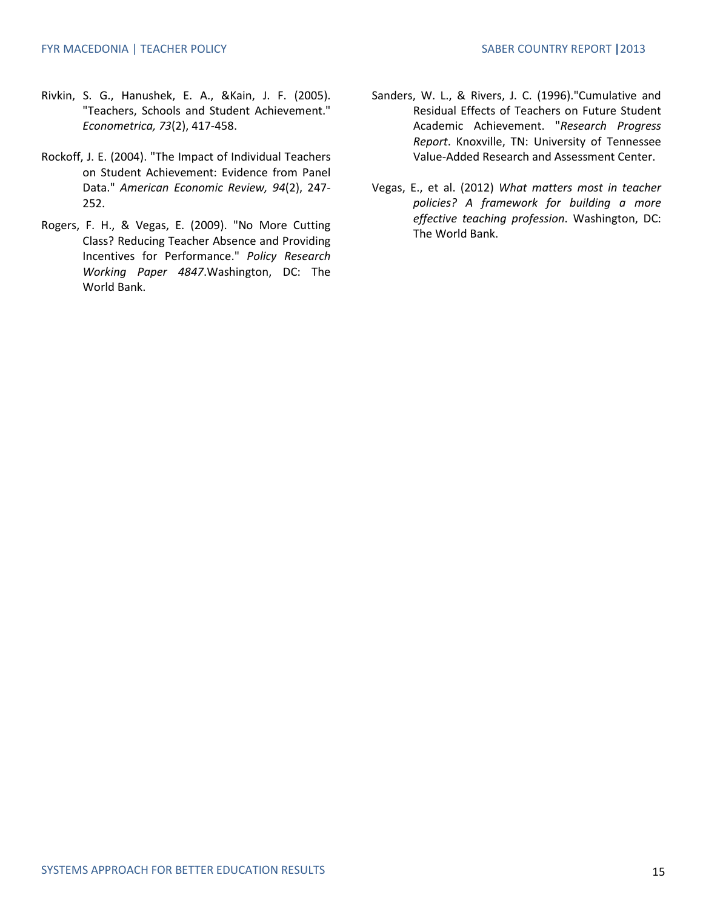Rivkin, S. G., Hanushek, E. A., &Kain, J. F. (2005). "Teachers, Schools and Student Achievement." *Econometrica, 73*(2), 417-458.

Rockoff, J. E. (2004). "The Impact of Individual Teachers on Student Achievement: Evidence from Panel Data." *American Economic Review, 94*(2), 247-252.

Rogers, F. H., & Vegas, E. (2009). "No More Cutting Class? Reducing Teacher Absence and Providing Incentives for Performance." *Policy Research Working Paper 4847*.Washington, DC: The World Bank.

Sanders, W. L., & Rivers, J. C. (1996)."Cumulative and Residual Effects of Teachers on Future Student Academic Achievement. "*Research Progress Report*. Knoxville, TN: University of Tennessee Value-Added Research and Assessment Center.

Vegas, E., et al. (2012) *What matters most in teacher policies? A framework for building a more effective teaching profession*. Washington, DC: The World Bank.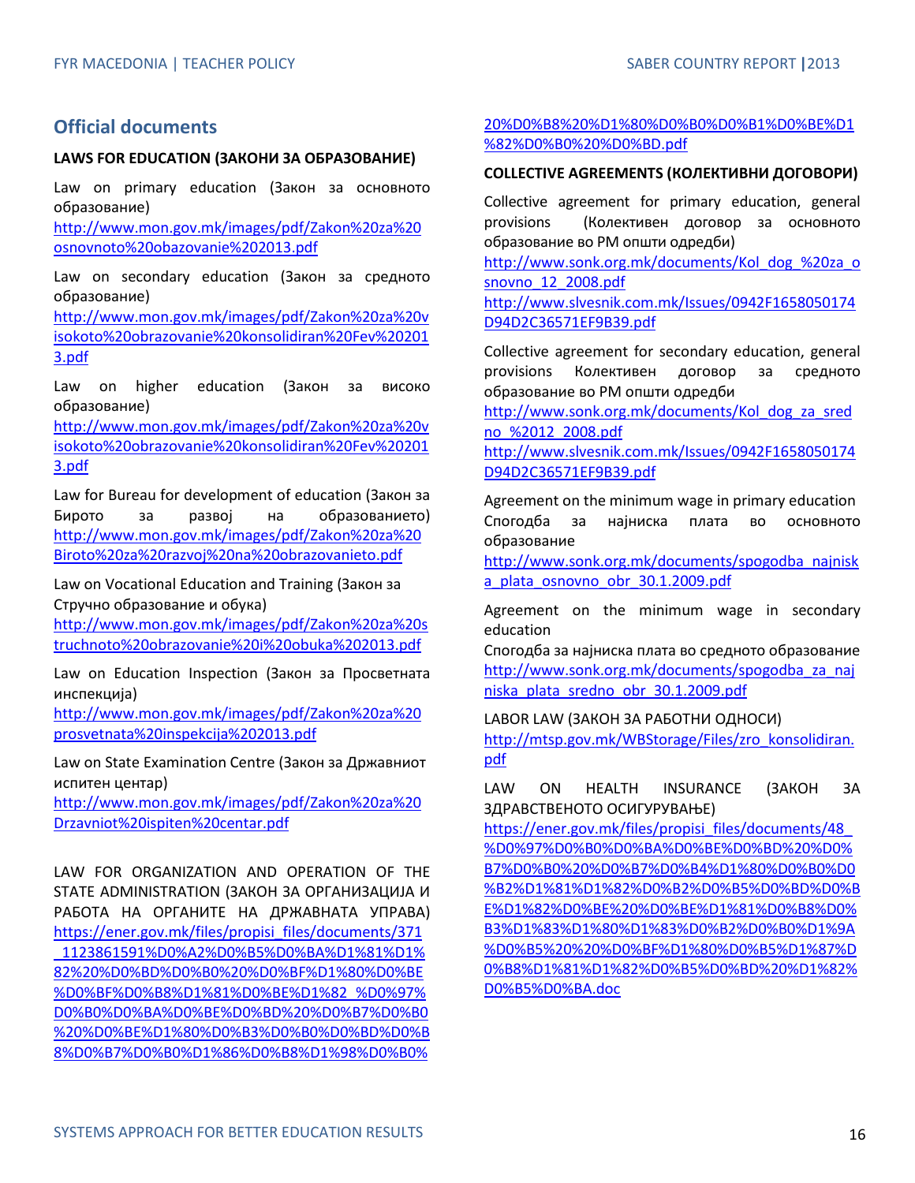## Official documents

**LAWS FOR EDUCATION (ЗАКОНИ ЗА ОБРАЗОВАНИЕ)**

Law on primary education (Закон за основното образование)
http://www.mon.gov.mk/images/pdf/Zakon%20za%20osnovnoto%20obazovanie%202013.pdf

Law on secondary education (Закон за средното образование)
http://www.mon.gov.mk/images/pdf/Zakon%20za%20visokoto%20obrazovanie%20konsolidiran%20Fev%202013.pdf

Law on higher education (Закон за високо образование)
http://www.mon.gov.mk/images/pdf/Zakon%20za%20visokoto%20obrazovanie%20konsolidiran%20Fev%202013.pdf

Law for Bureau for development of education (Закон за Бирото за развој на образованието)
http://www.mon.gov.mk/images/pdf/Zakon%20za%20Biroto%20za%20razvoj%20na%20obrazovanieto.pdf

Law on Vocational Education and Training (Закон за Стручно образование и обука)
http://www.mon.gov.mk/images/pdf/Zakon%20za%20struchnoto%20obrazovanie%20i%20obuka%202013.pdf

Law on Education Inspection (Закон за Просветната инспекција)
http://www.mon.gov.mk/images/pdf/Zakon%20za%20prosvetnata%20inspekcija%202013.pdf

Law on State Examination Centre (Закон за Државниот испитен центар)
http://www.mon.gov.mk/images/pdf/Zakon%20za%20Drzavniot%20ispiten%20centar.pdf

LAW FOR ORGANIZATION AND OPERATION OF THE STATE ADMINISTRATION (ЗАКОН ЗА ОРГАНИЗАЦИЈА И РАБОТА НА ОРГАНИТЕ НА ДРЖАВНАТА УПРАВА)
https://ener.gov.mk/files/propisi_files/documents/371_1123861591%D0%A2%D0%B5%D0%BA%D1%81%D1%82%20%D0%BD%D0%B0%20%D0%BF%D1%80%D0%BE%D0%BF%D0%B8%D1%81%D0%BE%D1%82_%D0%97%D0%B0%D0%BA%D0%BE%D0%BD%20%D0%B7%D0%B0%20%D0%BE%D1%80%D0%B3%D0%B0%D0%BD%D0%B8%D0%B7%D0%B0%D1%86%D0%B8%D1%98%D0%B0%20%D0%B8%20%D1%80%D0%B0%D0%B1%D0%BE%D1%82%D0%B0%20%D0%BD.pdf

**COLLECTIVE AGREEMENTS (КОЛЕКТИВНИ ДОГОВОРИ)**

Collective agreement for primary education, general provisions (Колективен договор за основното образование во РМ општи одредби)
http://www.sonk.org.mk/documents/Kol_dog_%20za_osnovno_12_2008.pdf
http://www.slvesnik.com.mk/Issues/0942F1658050174D94D2C36571EF9B39.pdf

Collective agreement for secondary education, general provisions Колективен договор за средното образование во РМ општи одредби
http://www.sonk.org.mk/documents/Kol_dog_za_sredno_%2012_2008.pdf
http://www.slvesnik.com.mk/Issues/0942F1658050174D94D2C36571EF9B39.pdf

Agreement on the minimum wage in primary education Спогодба за најниска плата во основното образование
http://www.sonk.org.mk/documents/spogodba_najniska_plata_osnovno_obr_30.1.2009.pdf

Agreement on the minimum wage in secondary education
Спогодба за најниска плата во средното образование
http://www.sonk.org.mk/documents/spogodba_za_najniska_plata_sredno_obr_30.1.2009.pdf

LABOR LAW (ЗАКОН ЗА РАБОТНИ ОДНОСИ)
http://mtsp.gov.mk/WBStorage/Files/zro_konsolidiran.pdf

LAW ON HEALTH INSURANCE (ЗАКОН ЗА ЗДРАВСТВЕНОТО ОСИГУРУВАЊЕ)
https://ener.gov.mk/files/propisi_files/documents/48_%D0%97%D0%B0%D0%BA%D0%BE%D0%BD%20%D0%B7%D0%B0%20%D0%B7%D0%B4%D1%80%D0%B0%D0%B2%D1%81%D1%82%D0%B2%D0%B5%D0%BD%D0%BE%D1%82%D0%BE%20%D0%BE%D1%81%D0%B8%D0%B3%D1%83%D1%80%D1%83%D0%B2%D0%B0%D1%9A%D0%B5%20%20%D0%BF%D1%80%D0%B5%D1%87%D0%B8%D1%81%D1%82%D0%B5%D0%BD%20%D1%82%D0%B5%D0%BA.doc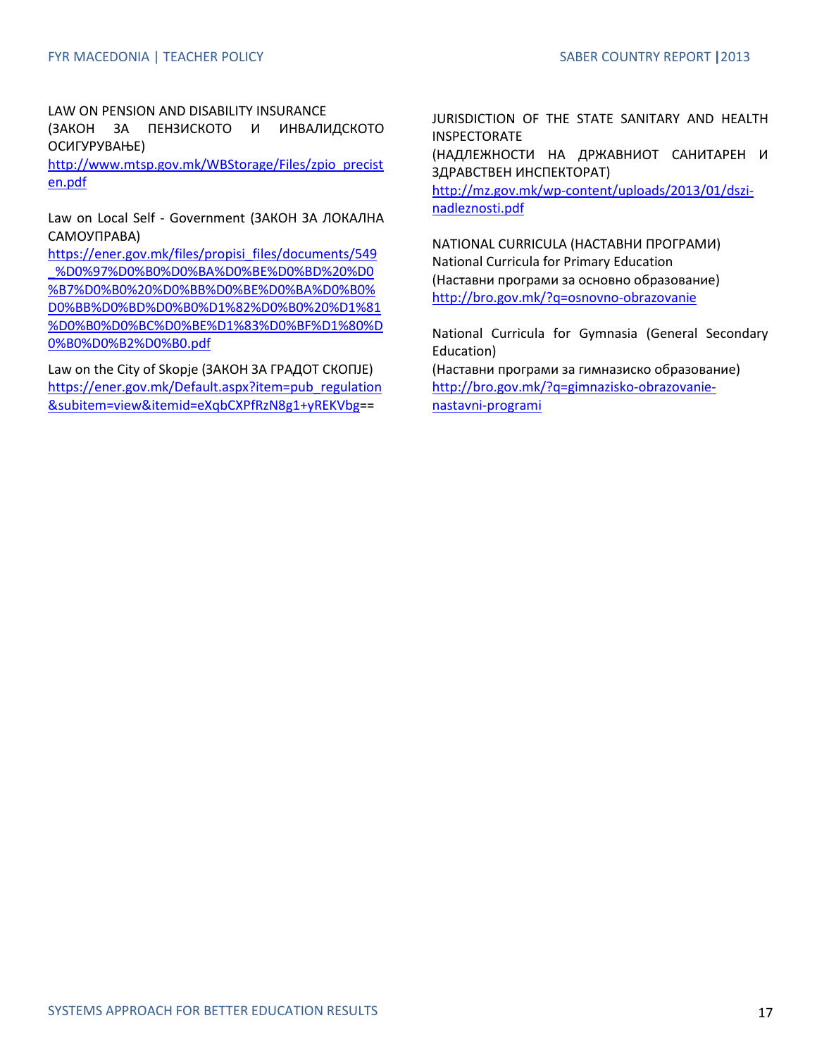LAW ON PENSION AND DISABILITY INSURANCE
(ЗАКОН ЗА ПЕНЗИСКОТО И ИНВАЛИДСКОТО ОСИГУРУВАЊЕ)
http://www.mtsp.gov.mk/WBStorage/Files/zpio_precisten.pdf

Law on Local Self - Government (ЗАКОН ЗА ЛОКАЛНА САМОУПРАВА)
https://ener.gov.mk/files/propisi_files/documents/549_%D0%97%D0%B0%D0%BA%D0%BE%D0%BD%20%D0%B7%D0%B0%20%D0%BB%D0%BE%D0%BA%D0%B0%D0%BB%D0%BD%D0%B0%D1%82%D0%B0%20%D1%81%D0%B0%D0%BC%D0%BE%D1%83%D0%BF%D1%80%D0%B0%D0%B2%D0%B0.pdf

Law on the City of Skopje (ЗАКОН ЗА ГРАДОТ СКОПЈЕ)
https://ener.gov.mk/Default.aspx?item=pub_regulation&subitem=view&itemid=eXqbCXPfRzN8g1+yREKVbg==

JURISDICTION OF THE STATE SANITARY AND HEALTH INSPECTORATE
(НАДЛЕЖНОСТИ НА ДРЖАВНИОТ САНИТАРЕН И ЗДРАВСТВЕН ИНСПЕКТОРАТ)
http://mz.gov.mk/wp-content/uploads/2013/01/dszi-nadleznosti.pdf

NATIONAL CURRICULA (НАСТАВНИ ПРОГРАМИ)
National Curricula for Primary Education
(Наставни програми за основно образование)
http://bro.gov.mk/?q=osnovno-obrazovanie

National Curricula for Gymnasia (General Secondary Education)
(Наставни програми за гимназиско образование)
http://bro.gov.mk/?q=gimnazisko-obrazovanie-nastavni-programi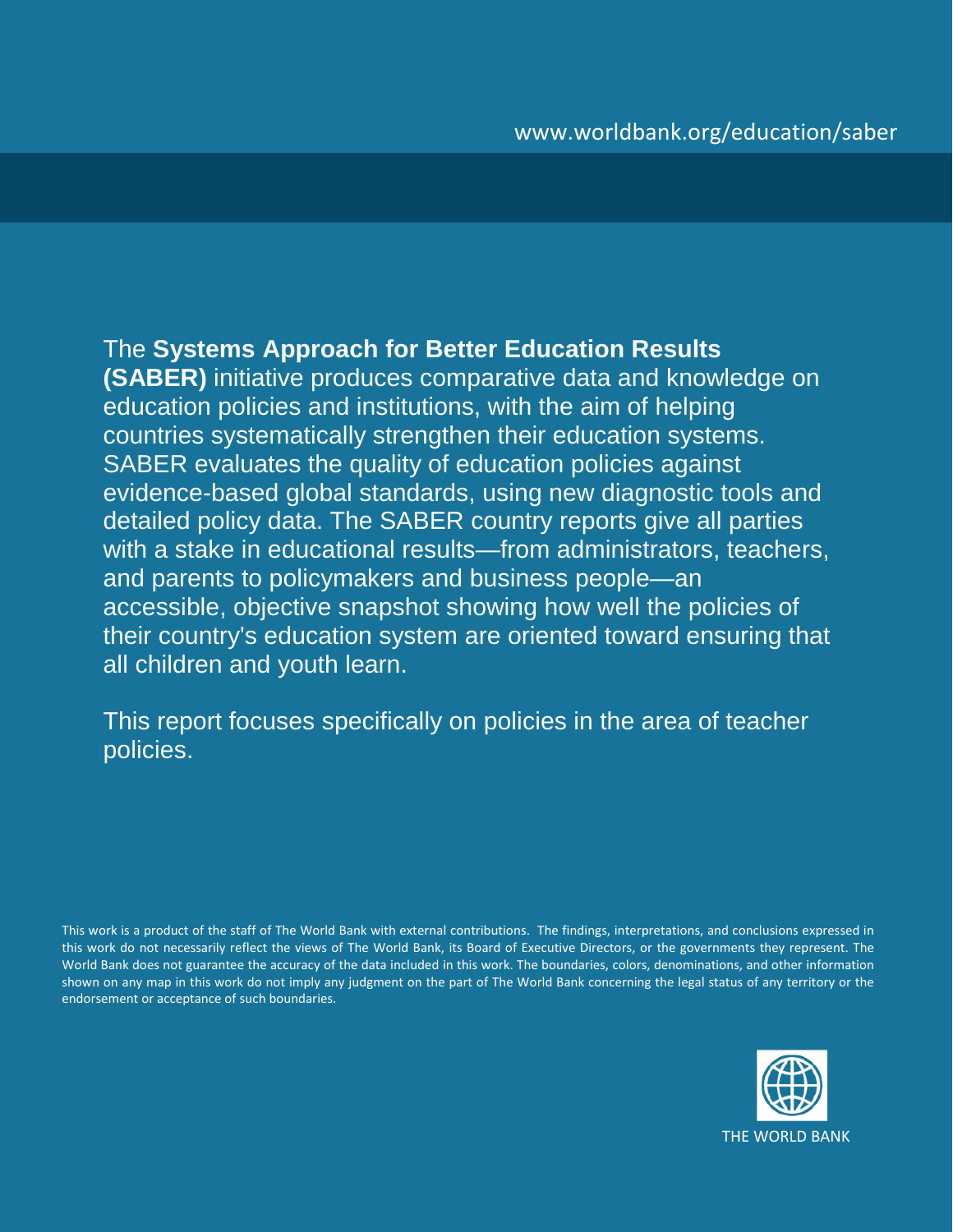www.worldbank.org/education/saber

The **Systems Approach for Better Education Results (SABER)** initiative produces comparative data and knowledge on education policies and institutions, with the aim of helping countries systematically strengthen their education systems. SABER evaluates the quality of education policies against evidence-based global standards, using new diagnostic tools and detailed policy data. The SABER country reports give all parties with a stake in educational results—from administrators, teachers, and parents to policymakers and business people—an accessible, objective snapshot showing how well the policies of their country's education system are oriented toward ensuring that all children and youth learn.

This report focuses specifically on policies in the area of teacher policies.

This work is a product of the staff of The World Bank with external contributions. The findings, interpretations, and conclusions expressed in this work do not necessarily reflect the views of The World Bank, its Board of Executive Directors, or the governments they represent. The World Bank does not guarantee the accuracy of the data included in this work. The boundaries, colors, denominations, and other information shown on any map in this work do not imply any judgment on the part of The World Bank concerning the legal status of any territory or the endorsement or acceptance of such boundaries.

THE WORLD BANK